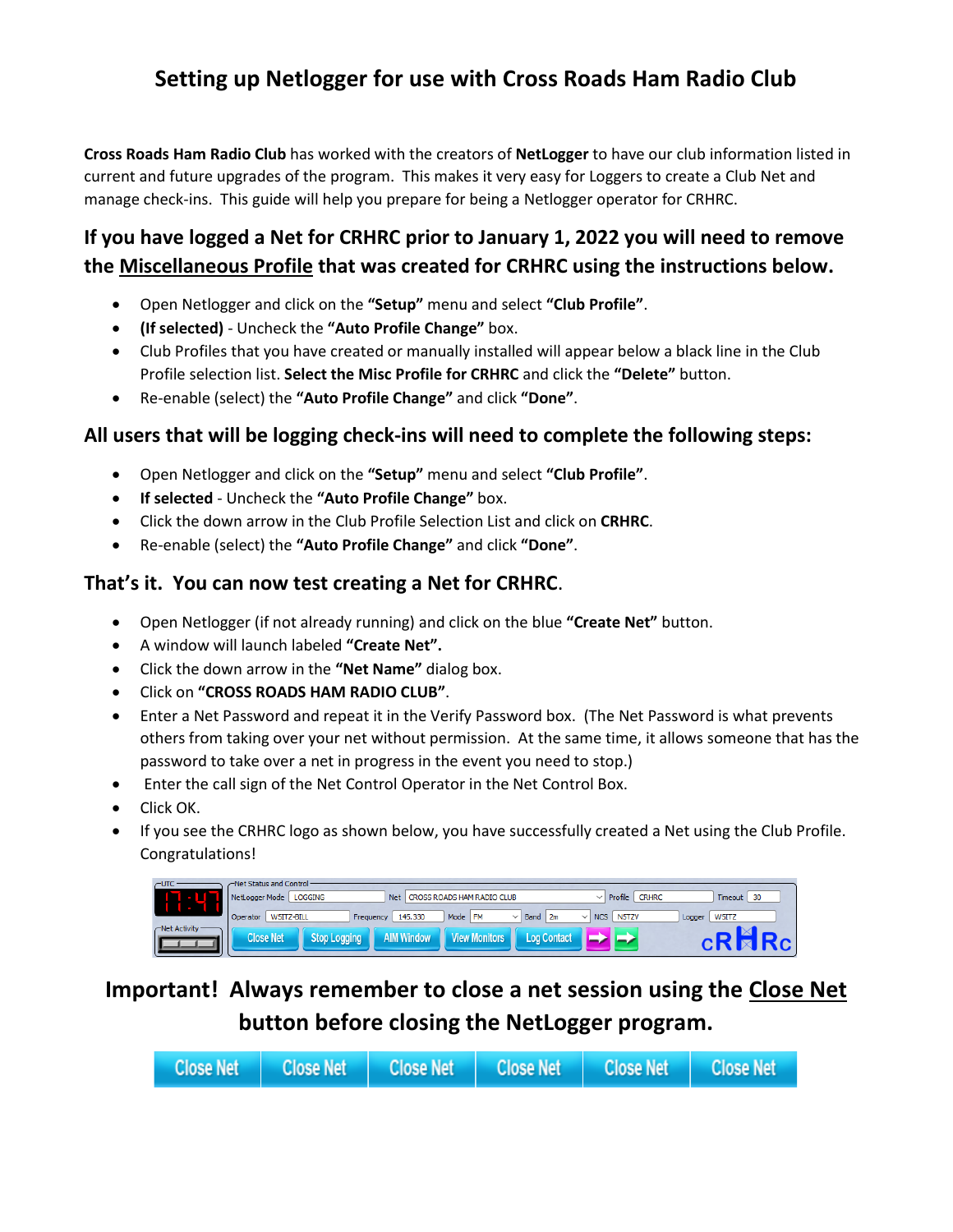# Setting up Netlogger for use with Cross Roads Ham Radio Club

**Cross Roads Ham Radio Club** has worked with the creators of **NetLogger** to have our club information listed in current and future upgrades of the program. This makes it very easy for Loggers to create a Club Net and manage check-ins. This guide will help you prepare for being a Netlogger operator for CRHRC.

## If you have logged a Net for CRHRC prior to January 1, 2022 you will need to remove the Miscellaneous Profile that was created for CRHRC using the instructions below.

- Open Netlogger and click on the **"Setup"** menu and select **"Club Profile"**.
- **(If selected)** - Uncheck the **"Auto Profile Change"** box.
- Club Profiles that you have created or manually installed will appear below a black line in the Club Profile selection list. **Select the Misc Profile for CRHRC** and click the **"Delete"** button.
- Re-enable (select) the **"Auto Profile Change"** and click **"Done"**.

## All users that will be logging check-ins will need to complete the following steps:

- Open Netlogger and click on the **"Setup"** menu and select **"Club Profile"**.
- **If selected** - Uncheck the **"Auto Profile Change"** box.
- Click the down arrow in the Club Profile Selection List and click on **CRHRC**.
- Re-enable (select) the **"Auto Profile Change"** and click **"Done"**.

## That's it. You can now test creating a Net for CRHRC.

- Open Netlogger (if not already running) and click on the blue **"Create Net"** button.
- A window will launch labeled **"Create Net".**
- Click the down arrow in the **"Net Name"** dialog box.
- Click on **"CROSS ROADS HAM RADIO CLUB"**.
- Enter a Net Password and repeat it in the Verify Password box. (The Net Password is what prevents others from taking over your net without permission. At the same time, it allows someone that has the password to take over a net in progress in the event you need to stop.)
- Enter the call sign of the Net Control Operator in the Net Control Box.
- Click OK.
- If you see the CRHRC logo as shown below, you have successfully created a Net using the Club Profile. Congratulations!

## Important! Always remember to close a net session using the Close Net button before closing the NetLogger program.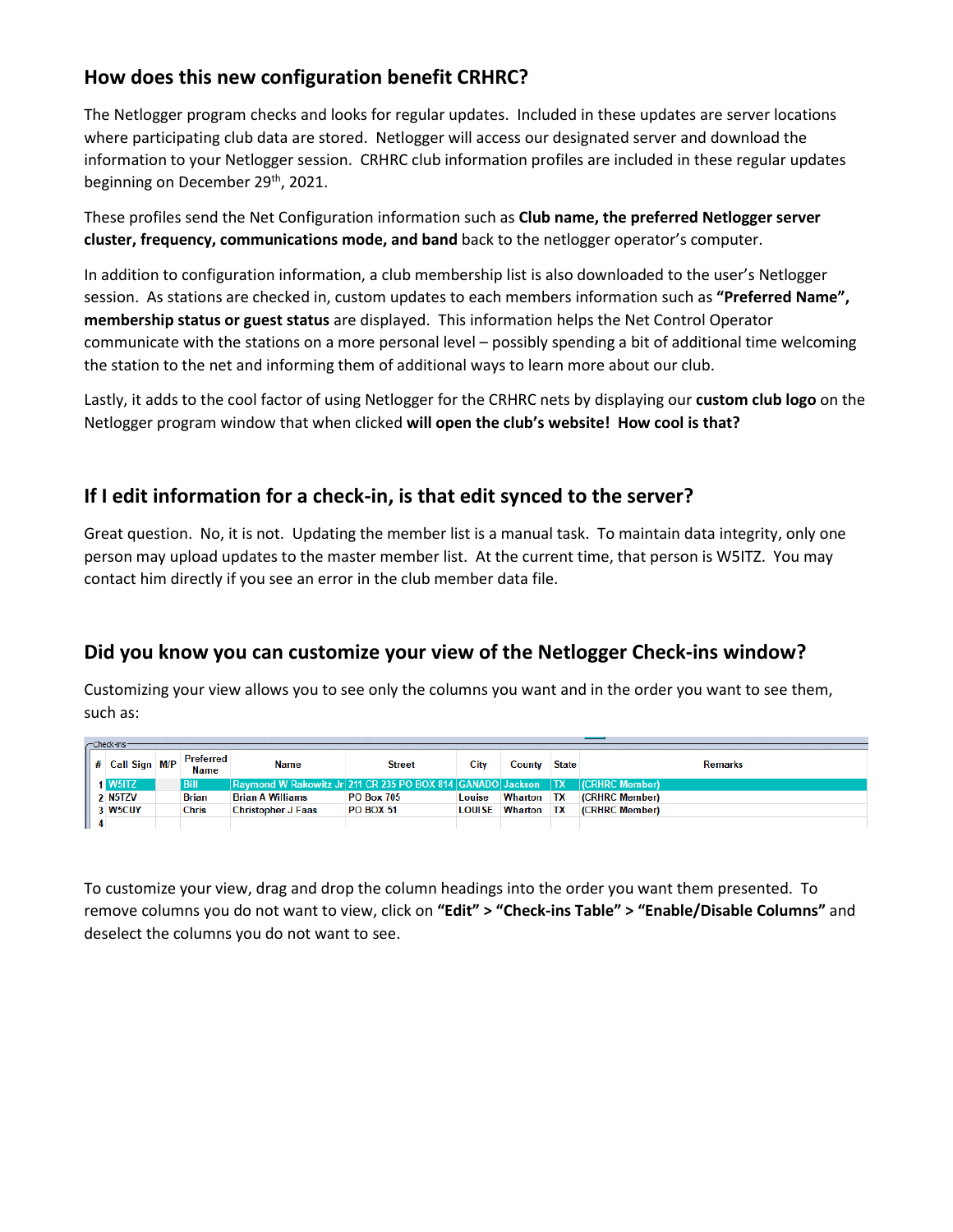## How does this new configuration benefit CRHRC?

The Netlogger program checks and looks for regular updates. Included in these updates are server locations where participating club data are stored. Netlogger will access our designated server and download the information to your Netlogger session. CRHRC club information profiles are included in these regular updates beginning on December 29th, 2021.

These profiles send the Net Configuration information such as **Club name, the preferred Netlogger server cluster, frequency, communications mode, and band** back to the netlogger operator's computer.

In addition to configuration information, a club membership list is also downloaded to the user's Netlogger session. As stations are checked in, custom updates to each members information such as **"Preferred Name", membership status or guest status** are displayed. This information helps the Net Control Operator communicate with the stations on a more personal level – possibly spending a bit of additional time welcoming the station to the net and informing them of additional ways to learn more about our club.

Lastly, it adds to the cool factor of using Netlogger for the CRHRC nets by displaying our **custom club logo** on the Netlogger program window that when clicked **will open the club's website! How cool is that?**

## If I edit information for a check-in, is that edit synced to the server?

Great question. No, it is not. Updating the member list is a manual task. To maintain data integrity, only one person may upload updates to the master member list. At the current time, that person is W5ITZ. You may contact him directly if you see an error in the club member data file.

## Did you know you can customize your view of the Netlogger Check-ins window?

Customizing your view allows you to see only the columns you want and in the order you want to see them, such as:

Check-ins

| # | Call Sign | M/P | Preferred Name | Name | Street | City | County | State | Remarks |
|---|---|---|---|---|---|---|---|---|---|
| 1 | W5ITZ | | Bill | Raymond W Rakowitz Jr | 211 CR 235 PO BOX 814 | GANADO | Jackson | TX | (CRHRC Member) |
| 2 | N5TZV | | Brian | Brian A Williams | PO Box 705 | Louise | Wharton | TX | (CRHRC Member) |
| 3 | W5CUY | | Chris | Christopher J Faas | PO BOX 51 | LOUISE | Wharton | TX | (CRHRC Member) |
| 4 | | | | | | | | | |

To customize your view, drag and drop the column headings into the order you want them presented. To remove columns you do not want to view, click on **"Edit" > "Check-ins Table" > "Enable/Disable Columns"** and deselect the columns you do not want to see.